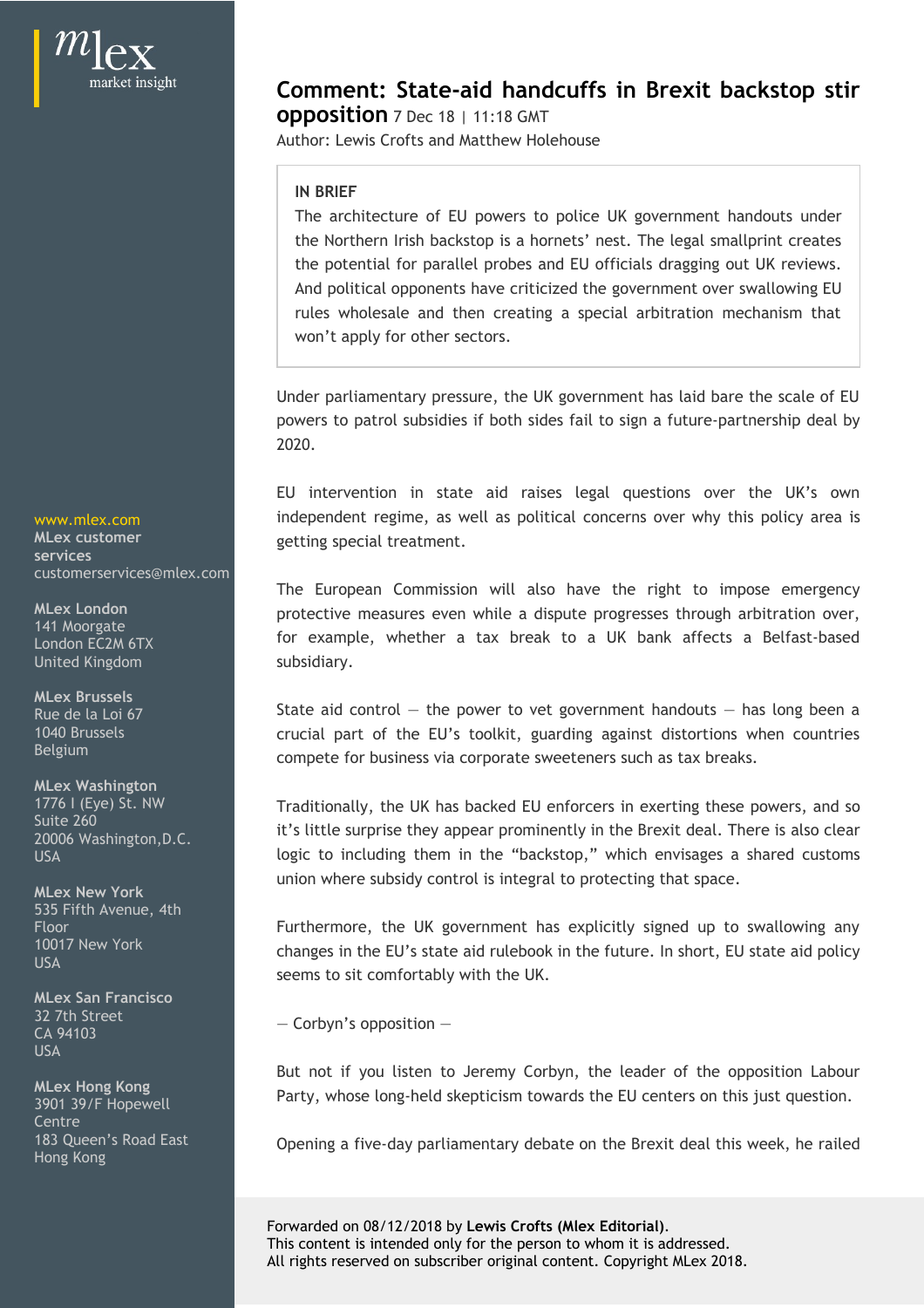# Comment: State-aid handcuffs in Brexit backstop stir opposition

7 Dec 18 | 11:18 GMT

Author: Lewis Crofts and Matthew Holehouse

**IN BRIEF**

The architecture of EU powers to police UK government handouts under the Northern Irish backstop is a hornets' nest. The legal smallprint creates the potential for parallel probes and EU officials dragging out UK reviews. And political opponents have criticized the government over swallowing EU rules wholesale and then creating a special arbitration mechanism that won't apply for other sectors.

Under parliamentary pressure, the UK government has laid bare the scale of EU powers to patrol subsidies if both sides fail to sign a future-partnership deal by 2020.

EU intervention in state aid raises legal questions over the UK's own independent regime, as well as political concerns over why this policy area is getting special treatment.

The European Commission will also have the right to impose emergency protective measures even while a dispute progresses through arbitration over, for example, whether a tax break to a UK bank affects a Belfast-based subsidiary.

State aid control — the power to vet government handouts — has long been a crucial part of the EU's toolkit, guarding against distortions when countries compete for business via corporate sweeteners such as tax breaks.

Traditionally, the UK has backed EU enforcers in exerting these powers, and so it's little surprise they appear prominently in the Brexit deal. There is also clear logic to including them in the "backstop," which envisages a shared customs union where subsidy control is integral to protecting that space.

Furthermore, the UK government has explicitly signed up to swallowing any changes in the EU's state aid rulebook in the future. In short, EU state aid policy seems to sit comfortably with the UK.

— Corbyn's opposition —

But not if you listen to Jeremy Corbyn, the leader of the opposition Labour Party, whose long-held skepticism towards the EU centers on this just question.

Opening a five-day parliamentary debate on the Brexit deal this week, he railed

Forwarded on 08/12/2018 by **Lewis Crofts (Mlex Editorial)**.
This content is intended only for the person to whom it is addressed.
All rights reserved on subscriber original content. Copyright MLex 2018.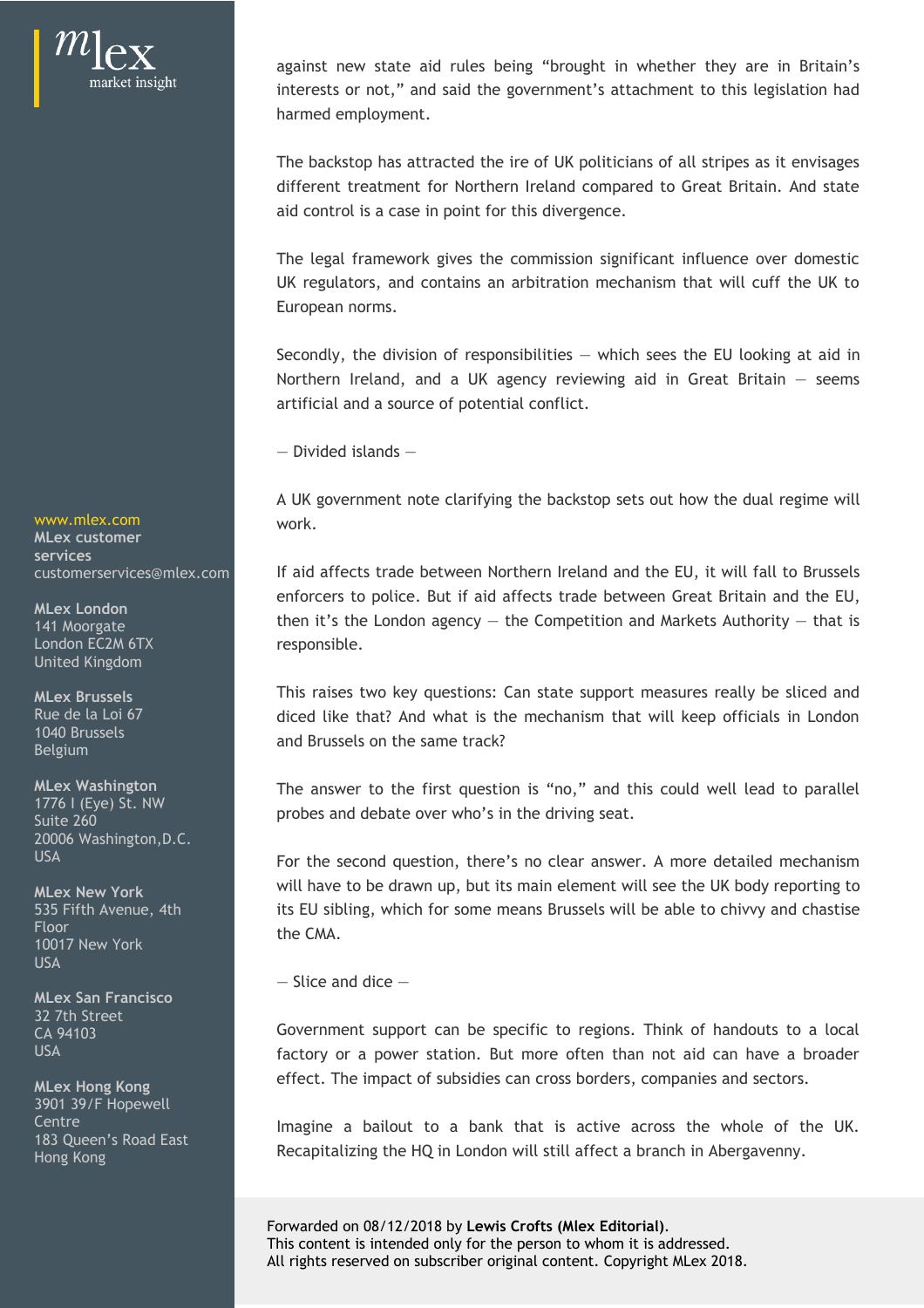against new state aid rules being "brought in whether they are in Britain's interests or not," and said the government's attachment to this legislation had harmed employment.

The backstop has attracted the ire of UK politicians of all stripes as it envisages different treatment for Northern Ireland compared to Great Britain. And state aid control is a case in point for this divergence.

The legal framework gives the commission significant influence over domestic UK regulators, and contains an arbitration mechanism that will cuff the UK to European norms.

Secondly, the division of responsibilities — which sees the EU looking at aid in Northern Ireland, and a UK agency reviewing aid in Great Britain — seems artificial and a source of potential conflict.

— Divided islands —

A UK government note clarifying the backstop sets out how the dual regime will work.

If aid affects trade between Northern Ireland and the EU, it will fall to Brussels enforcers to police. But if aid affects trade between Great Britain and the EU, then it's the London agency — the Competition and Markets Authority — that is responsible.

This raises two key questions: Can state support measures really be sliced and diced like that? And what is the mechanism that will keep officials in London and Brussels on the same track?

The answer to the first question is "no," and this could well lead to parallel probes and debate over who's in the driving seat.

For the second question, there's no clear answer. A more detailed mechanism will have to be drawn up, but its main element will see the UK body reporting to its EU sibling, which for some means Brussels will be able to chivvy and chastise the CMA.

— Slice and dice —

Government support can be specific to regions. Think of handouts to a local factory or a power station. But more often than not aid can have a broader effect. The impact of subsidies can cross borders, companies and sectors.

Imagine a bailout to a bank that is active across the whole of the UK. Recapitalizing the HQ in London will still affect a branch in Abergavenny.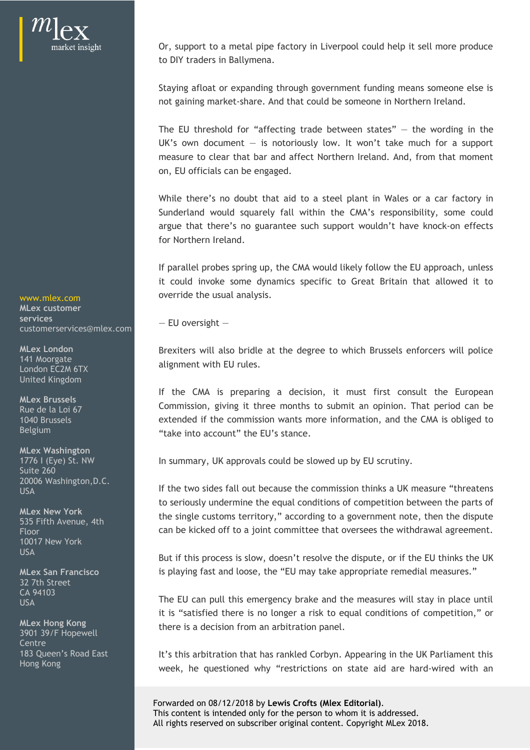Or, support to a metal pipe factory in Liverpool could help it sell more produce to DIY traders in Ballymena.

Staying afloat or expanding through government funding means someone else is not gaining market-share. And that could be someone in Northern Ireland.

The EU threshold for "affecting trade between states" — the wording in the UK's own document — is notoriously low. It won't take much for a support measure to clear that bar and affect Northern Ireland. And, from that moment on, EU officials can be engaged.

While there's no doubt that aid to a steel plant in Wales or a car factory in Sunderland would squarely fall within the CMA's responsibility, some could argue that there's no guarantee such support wouldn't have knock-on effects for Northern Ireland.

If parallel probes spring up, the CMA would likely follow the EU approach, unless it could invoke some dynamics specific to Great Britain that allowed it to override the usual analysis.

— EU oversight —

Brexiters will also bridle at the degree to which Brussels enforcers will police alignment with EU rules.

If the CMA is preparing a decision, it must first consult the European Commission, giving it three months to submit an opinion. That period can be extended if the commission wants more information, and the CMA is obliged to "take into account" the EU's stance.

In summary, UK approvals could be slowed up by EU scrutiny.

If the two sides fall out because the commission thinks a UK measure "threatens to seriously undermine the equal conditions of competition between the parts of the single customs territory," according to a government note, then the dispute can be kicked off to a joint committee that oversees the withdrawal agreement.

But if this process is slow, doesn't resolve the dispute, or if the EU thinks the UK is playing fast and loose, the "EU may take appropriate remedial measures."

The EU can pull this emergency brake and the measures will stay in place until it is "satisfied there is no longer a risk to equal conditions of competition," or there is a decision from an arbitration panel.

It's this arbitration that has rankled Corbyn. Appearing in the UK Parliament this week, he questioned why "restrictions on state aid are hard-wired with an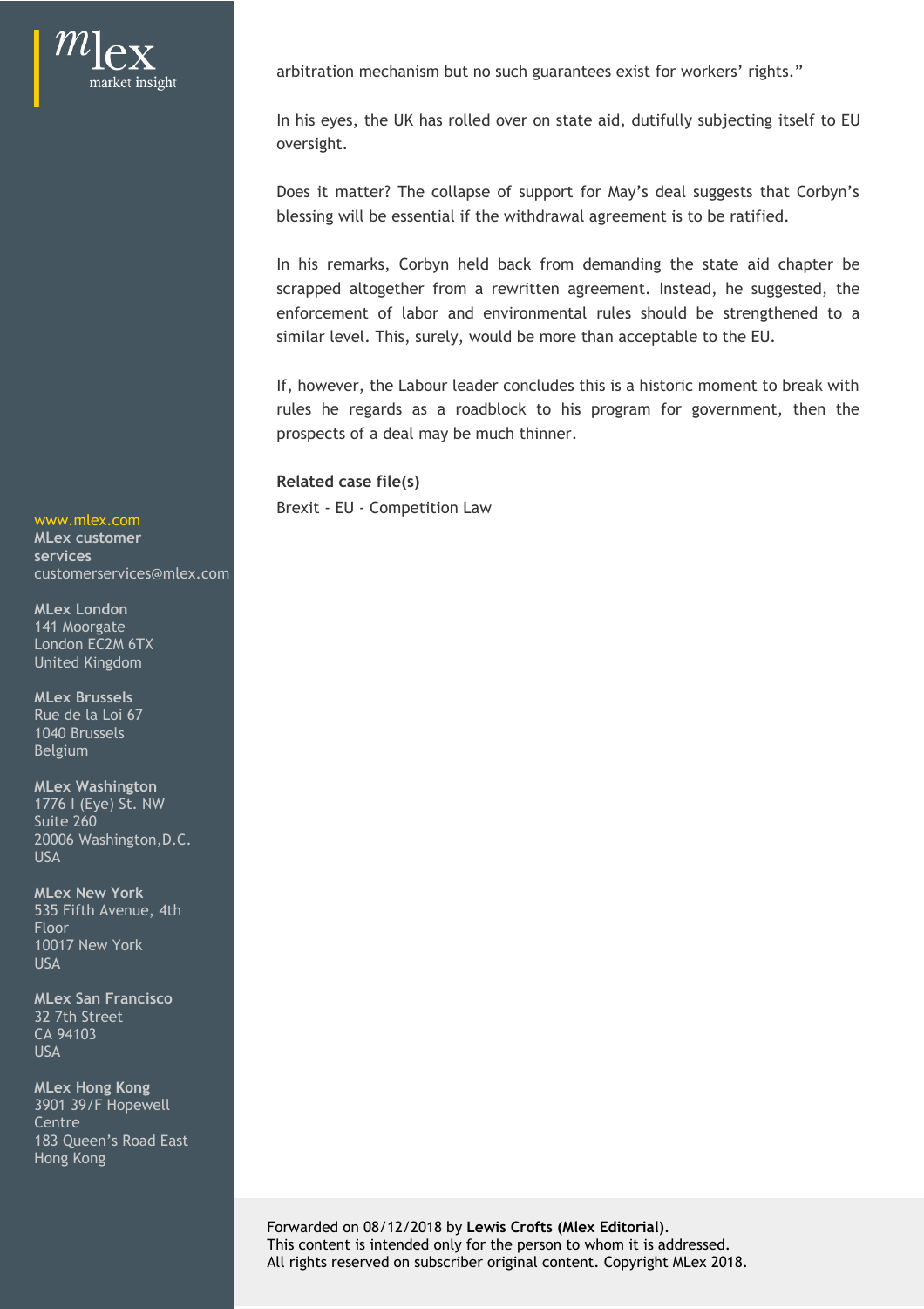arbitration mechanism but no such guarantees exist for workers' rights."

In his eyes, the UK has rolled over on state aid, dutifully subjecting itself to EU oversight.

Does it matter? The collapse of support for May's deal suggests that Corbyn's blessing will be essential if the withdrawal agreement is to be ratified.

In his remarks, Corbyn held back from demanding the state aid chapter be scrapped altogether from a rewritten agreement. Instead, he suggested, the enforcement of labor and environmental rules should be strengthened to a similar level. This, surely, would be more than acceptable to the EU.

If, however, the Labour leader concludes this is a historic moment to break with rules he regards as a roadblock to his program for government, then the prospects of a deal may be much thinner.

**Related case file(s)**

Brexit - EU - Competition Law

www.mlex.com
**MLex customer services**
customerservices@mlex.com

**MLex London**
141 Moorgate
London EC2M 6TX
United Kingdom

**MLex Brussels**
Rue de la Loi 67
1040 Brussels
Belgium

**MLex Washington**
1776 I (Eye) St. NW
Suite 260
20006 Washington,D.C.
USA

**MLex New York**
535 Fifth Avenue, 4th Floor
10017 New York
USA

**MLex San Francisco**
32 7th Street
CA 94103
USA

**MLex Hong Kong**
3901 39/F Hopewell Centre
183 Queen's Road East
Hong Kong

Forwarded on 08/12/2018 by **Lewis Crofts (Mlex Editorial)**.
This content is intended only for the person to whom it is addressed.
All rights reserved on subscriber original content. Copyright MLex 2018.